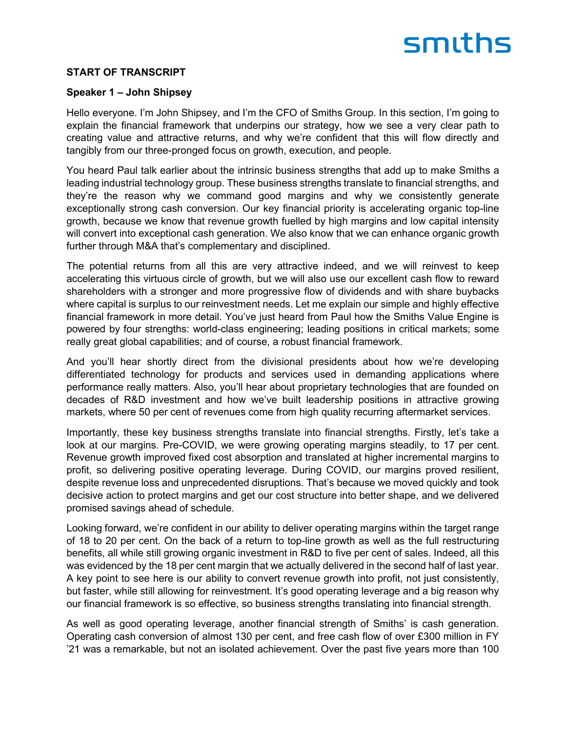**START OF TRANSCRIPT**

**Speaker 1 – John Shipsey**

Hello everyone. I'm John Shipsey, and I'm the CFO of Smiths Group. In this section, I'm going to explain the financial framework that underpins our strategy, how we see a very clear path to creating value and attractive returns, and why we're confident that this will flow directly and tangibly from our three-pronged focus on growth, execution, and people.

You heard Paul talk earlier about the intrinsic business strengths that add up to make Smiths a leading industrial technology group. These business strengths translate to financial strengths, and they're the reason why we command good margins and why we consistently generate exceptionally strong cash conversion. Our key financial priority is accelerating organic top-line growth, because we know that revenue growth fuelled by high margins and low capital intensity will convert into exceptional cash generation. We also know that we can enhance organic growth further through M&A that's complementary and disciplined.

The potential returns from all this are very attractive indeed, and we will reinvest to keep accelerating this virtuous circle of growth, but we will also use our excellent cash flow to reward shareholders with a stronger and more progressive flow of dividends and with share buybacks where capital is surplus to our reinvestment needs. Let me explain our simple and highly effective financial framework in more detail. You've just heard from Paul how the Smiths Value Engine is powered by four strengths: world-class engineering; leading positions in critical markets; some really great global capabilities; and of course, a robust financial framework.

And you'll hear shortly direct from the divisional presidents about how we're developing differentiated technology for products and services used in demanding applications where performance really matters. Also, you'll hear about proprietary technologies that are founded on decades of R&D investment and how we've built leadership positions in attractive growing markets, where 50 per cent of revenues come from high quality recurring aftermarket services.

Importantly, these key business strengths translate into financial strengths. Firstly, let's take a look at our margins. Pre-COVID, we were growing operating margins steadily, to 17 per cent. Revenue growth improved fixed cost absorption and translated at higher incremental margins to profit, so delivering positive operating leverage. During COVID, our margins proved resilient, despite revenue loss and unprecedented disruptions. That's because we moved quickly and took decisive action to protect margins and get our cost structure into better shape, and we delivered promised savings ahead of schedule.

Looking forward, we're confident in our ability to deliver operating margins within the target range of 18 to 20 per cent. On the back of a return to top-line growth as well as the full restructuring benefits, all while still growing organic investment in R&D to five per cent of sales. Indeed, all this was evidenced by the 18 per cent margin that we actually delivered in the second half of last year. A key point to see here is our ability to convert revenue growth into profit, not just consistently, but faster, while still allowing for reinvestment. It's good operating leverage and a big reason why our financial framework is so effective, so business strengths translating into financial strength.

As well as good operating leverage, another financial strength of Smiths' is cash generation. Operating cash conversion of almost 130 per cent, and free cash flow of over £300 million in FY '21 was a remarkable, but not an isolated achievement. Over the past five years more than 100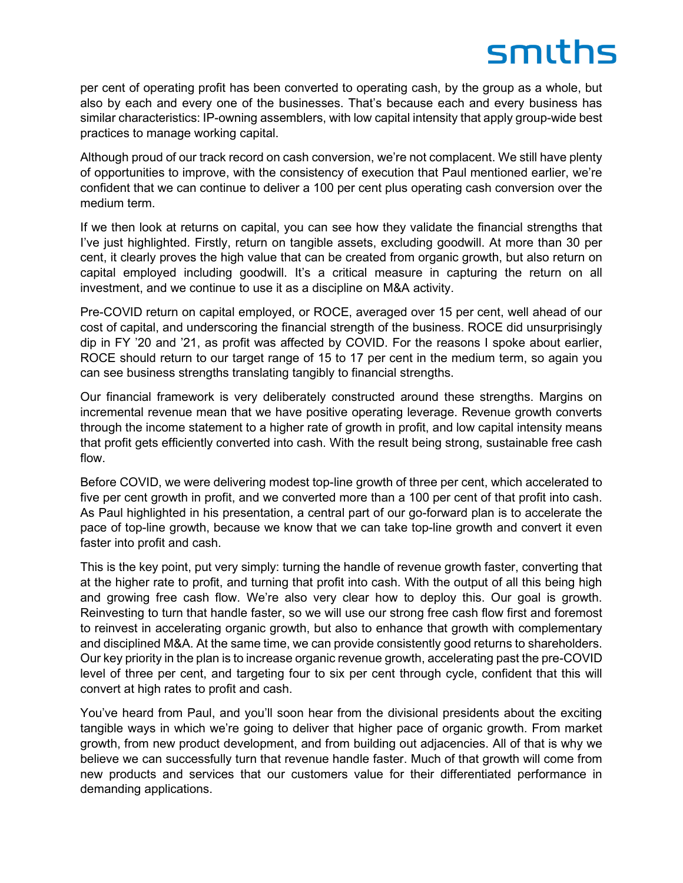per cent of operating profit has been converted to operating cash, by the group as a whole, but also by each and every one of the businesses. That's because each and every business has similar characteristics: IP-owning assemblers, with low capital intensity that apply group-wide best practices to manage working capital.

Although proud of our track record on cash conversion, we're not complacent. We still have plenty of opportunities to improve, with the consistency of execution that Paul mentioned earlier, we're confident that we can continue to deliver a 100 per cent plus operating cash conversion over the medium term.

If we then look at returns on capital, you can see how they validate the financial strengths that I've just highlighted. Firstly, return on tangible assets, excluding goodwill. At more than 30 per cent, it clearly proves the high value that can be created from organic growth, but also return on capital employed including goodwill. It's a critical measure in capturing the return on all investment, and we continue to use it as a discipline on M&A activity.

Pre-COVID return on capital employed, or ROCE, averaged over 15 per cent, well ahead of our cost of capital, and underscoring the financial strength of the business. ROCE did unsurprisingly dip in FY '20 and '21, as profit was affected by COVID. For the reasons I spoke about earlier, ROCE should return to our target range of 15 to 17 per cent in the medium term, so again you can see business strengths translating tangibly to financial strengths.

Our financial framework is very deliberately constructed around these strengths. Margins on incremental revenue mean that we have positive operating leverage. Revenue growth converts through the income statement to a higher rate of growth in profit, and low capital intensity means that profit gets efficiently converted into cash. With the result being strong, sustainable free cash flow.

Before COVID, we were delivering modest top-line growth of three per cent, which accelerated to five per cent growth in profit, and we converted more than a 100 per cent of that profit into cash. As Paul highlighted in his presentation, a central part of our go-forward plan is to accelerate the pace of top-line growth, because we know that we can take top-line growth and convert it even faster into profit and cash.

This is the key point, put very simply: turning the handle of revenue growth faster, converting that at the higher rate to profit, and turning that profit into cash. With the output of all this being high and growing free cash flow. We're also very clear how to deploy this. Our goal is growth. Reinvesting to turn that handle faster, so we will use our strong free cash flow first and foremost to reinvest in accelerating organic growth, but also to enhance that growth with complementary and disciplined M&A. At the same time, we can provide consistently good returns to shareholders. Our key priority in the plan is to increase organic revenue growth, accelerating past the pre-COVID level of three per cent, and targeting four to six per cent through cycle, confident that this will convert at high rates to profit and cash.

You've heard from Paul, and you'll soon hear from the divisional presidents about the exciting tangible ways in which we're going to deliver that higher pace of organic growth. From market growth, from new product development, and from building out adjacencies. All of that is why we believe we can successfully turn that revenue handle faster. Much of that growth will come from new products and services that our customers value for their differentiated performance in demanding applications.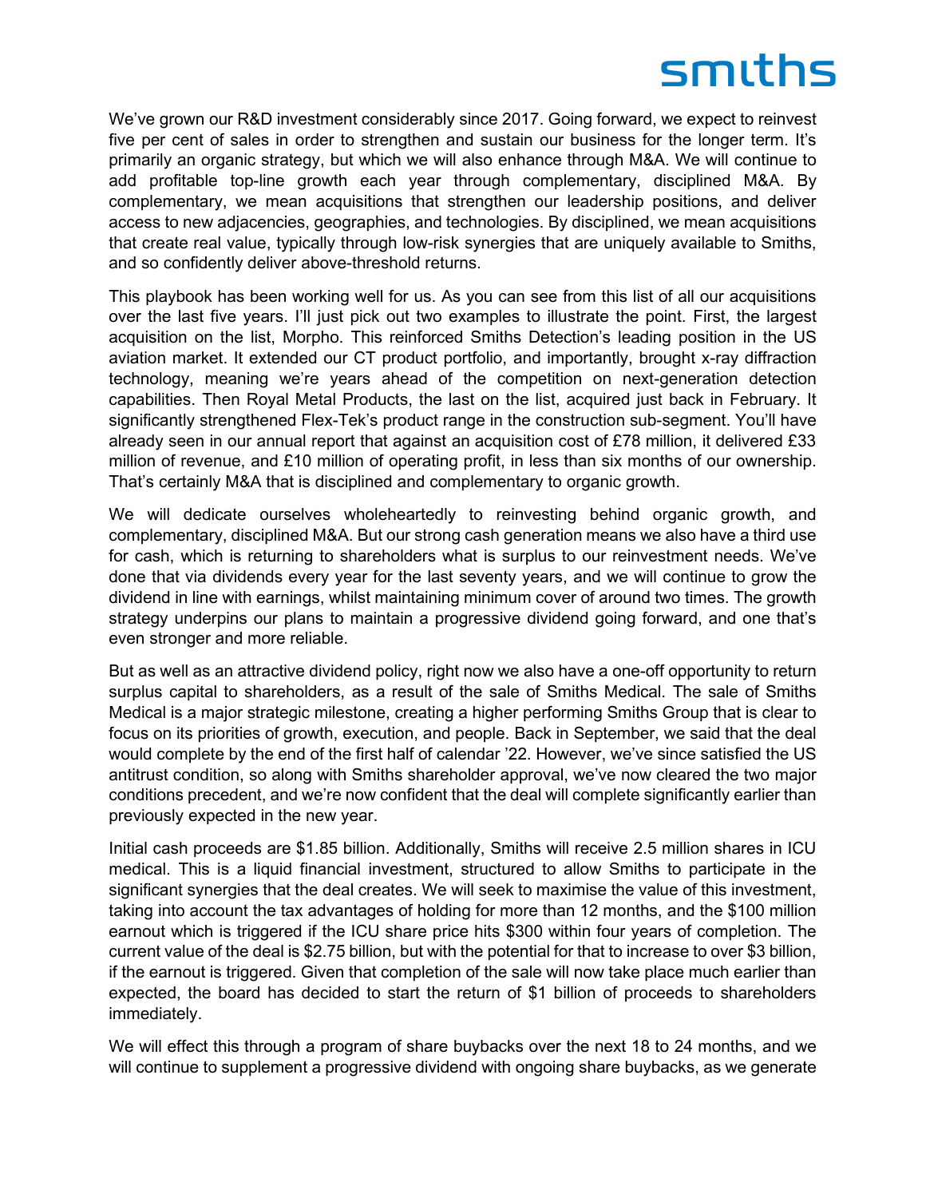We've grown our R&D investment considerably since 2017. Going forward, we expect to reinvest five per cent of sales in order to strengthen and sustain our business for the longer term. It's primarily an organic strategy, but which we will also enhance through M&A. We will continue to add profitable top-line growth each year through complementary, disciplined M&A. By complementary, we mean acquisitions that strengthen our leadership positions, and deliver access to new adjacencies, geographies, and technologies. By disciplined, we mean acquisitions that create real value, typically through low-risk synergies that are uniquely available to Smiths, and so confidently deliver above-threshold returns.

This playbook has been working well for us. As you can see from this list of all our acquisitions over the last five years. I'll just pick out two examples to illustrate the point. First, the largest acquisition on the list, Morpho. This reinforced Smiths Detection's leading position in the US aviation market. It extended our CT product portfolio, and importantly, brought x-ray diffraction technology, meaning we're years ahead of the competition on next-generation detection capabilities. Then Royal Metal Products, the last on the list, acquired just back in February. It significantly strengthened Flex-Tek's product range in the construction sub-segment. You'll have already seen in our annual report that against an acquisition cost of £78 million, it delivered £33 million of revenue, and £10 million of operating profit, in less than six months of our ownership. That's certainly M&A that is disciplined and complementary to organic growth.

We will dedicate ourselves wholeheartedly to reinvesting behind organic growth, and complementary, disciplined M&A. But our strong cash generation means we also have a third use for cash, which is returning to shareholders what is surplus to our reinvestment needs. We've done that via dividends every year for the last seventy years, and we will continue to grow the dividend in line with earnings, whilst maintaining minimum cover of around two times. The growth strategy underpins our plans to maintain a progressive dividend going forward, and one that's even stronger and more reliable.

But as well as an attractive dividend policy, right now we also have a one-off opportunity to return surplus capital to shareholders, as a result of the sale of Smiths Medical. The sale of Smiths Medical is a major strategic milestone, creating a higher performing Smiths Group that is clear to focus on its priorities of growth, execution, and people. Back in September, we said that the deal would complete by the end of the first half of calendar '22. However, we've since satisfied the US antitrust condition, so along with Smiths shareholder approval, we've now cleared the two major conditions precedent, and we're now confident that the deal will complete significantly earlier than previously expected in the new year.

Initial cash proceeds are $1.85 billion. Additionally, Smiths will receive 2.5 million shares in ICU medical. This is a liquid financial investment, structured to allow Smiths to participate in the significant synergies that the deal creates. We will seek to maximise the value of this investment, taking into account the tax advantages of holding for more than 12 months, and the $100 million earnout which is triggered if the ICU share price hits $300 within four years of completion. The current value of the deal is $2.75 billion, but with the potential for that to increase to over $3 billion, if the earnout is triggered. Given that completion of the sale will now take place much earlier than expected, the board has decided to start the return of $1 billion of proceeds to shareholders immediately.

We will effect this through a program of share buybacks over the next 18 to 24 months, and we will continue to supplement a progressive dividend with ongoing share buybacks, as we generate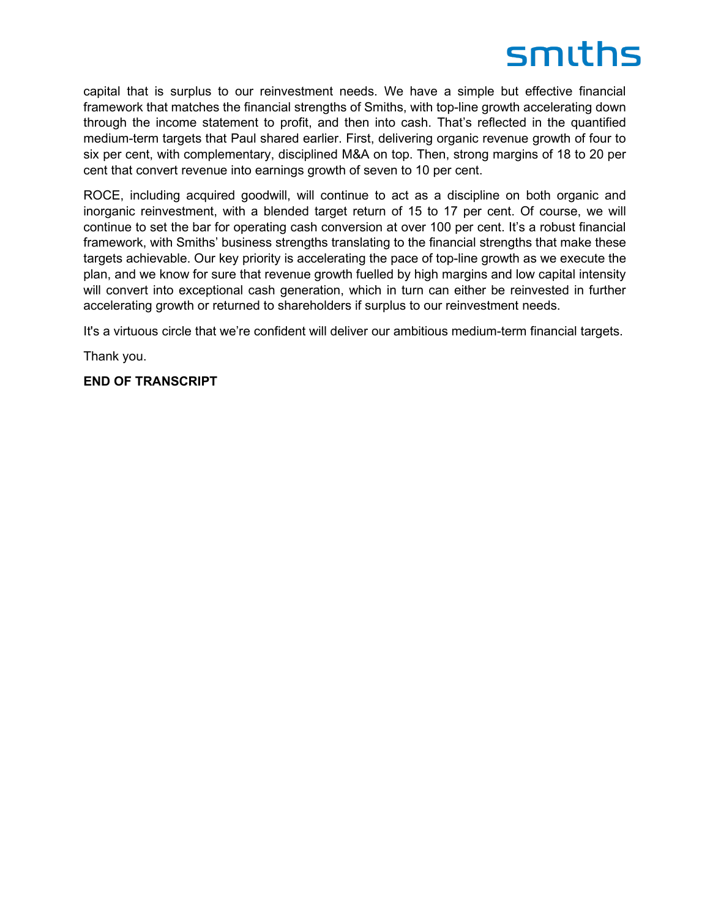capital that is surplus to our reinvestment needs. We have a simple but effective financial framework that matches the financial strengths of Smiths, with top-line growth accelerating down through the income statement to profit, and then into cash. That's reflected in the quantified medium-term targets that Paul shared earlier. First, delivering organic revenue growth of four to six per cent, with complementary, disciplined M&A on top. Then, strong margins of 18 to 20 per cent that convert revenue into earnings growth of seven to 10 per cent.

ROCE, including acquired goodwill, will continue to act as a discipline on both organic and inorganic reinvestment, with a blended target return of 15 to 17 per cent. Of course, we will continue to set the bar for operating cash conversion at over 100 per cent. It's a robust financial framework, with Smiths' business strengths translating to the financial strengths that make these targets achievable. Our key priority is accelerating the pace of top-line growth as we execute the plan, and we know for sure that revenue growth fuelled by high margins and low capital intensity will convert into exceptional cash generation, which in turn can either be reinvested in further accelerating growth or returned to shareholders if surplus to our reinvestment needs.

It's a virtuous circle that we're confident will deliver our ambitious medium-term financial targets.

Thank you.

**END OF TRANSCRIPT**